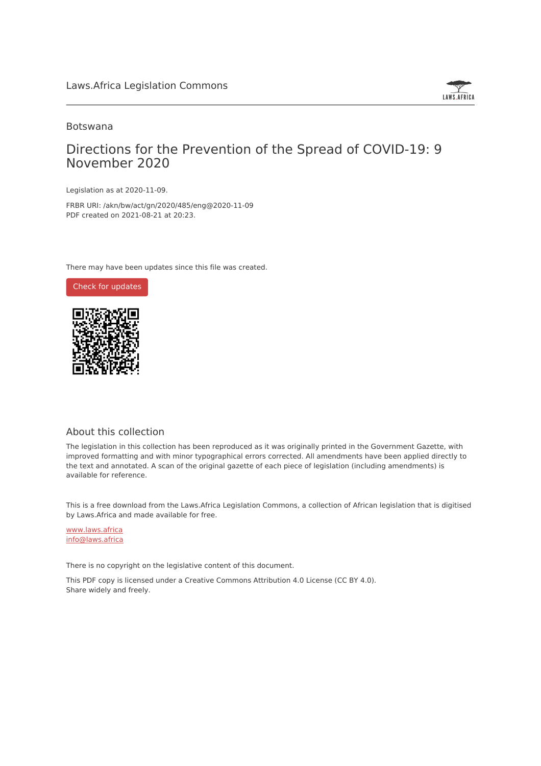Laws.Africa Legislation Commons

Botswana

# Directions for the Prevention of the Spread of COVID-19: 9 November 2020

Legislation as at 2020-11-09.

FRBR URI: /akn/bw/act/gn/2020/485/eng@2020-11-09

PDF created on 2021-08-21 at 20:23.

There may have been updates since this file was created.

Check for updates

## About this collection

The legislation in this collection has been reproduced as it was originally printed in the Government Gazette, with improved formatting and with minor typographical errors corrected. All amendments have been applied directly to the text and annotated. A scan of the original gazette of each piece of legislation (including amendments) is available for reference.

This is a free download from the Laws.Africa Legislation Commons, a collection of African legislation that is digitised by Laws.Africa and made available for free.

www.laws.africa

info@laws.africa

There is no copyright on the legislative content of this document.

This PDF copy is licensed under a Creative Commons Attribution 4.0 License (CC BY 4.0).
Share widely and freely.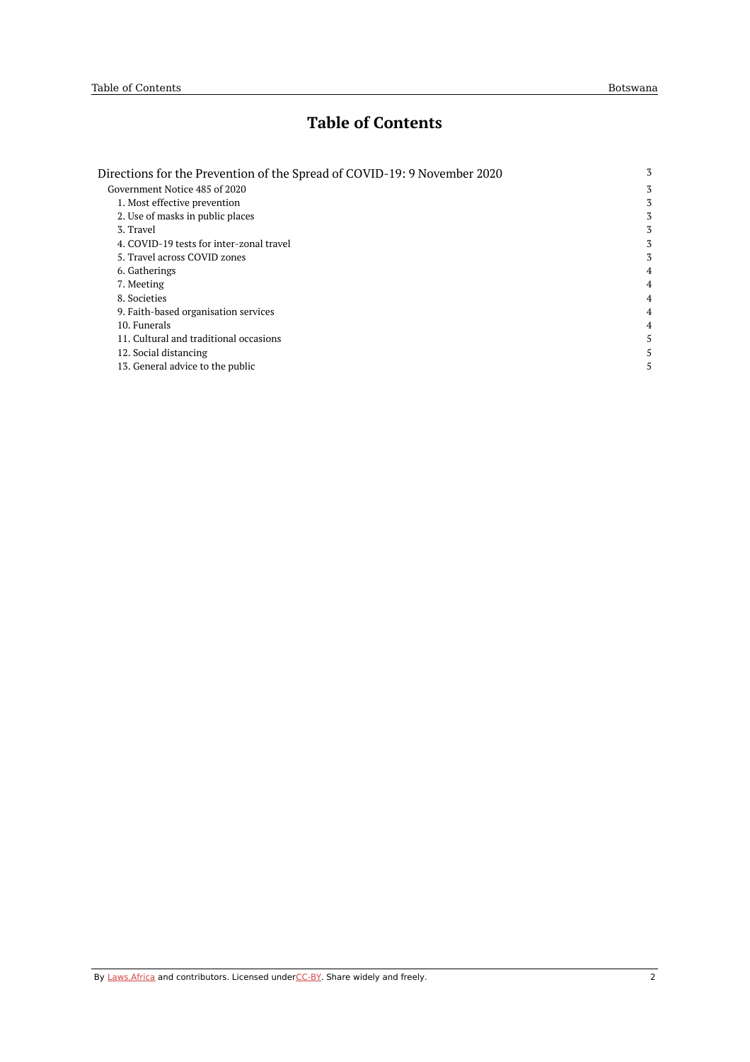# Table of Contents

| | |
|---|---|
| Directions for the Prevention of the Spread of COVID-19: 9 November 2020 | 3 |
| Government Notice 485 of 2020 | 3 |
| 1. Most effective prevention | 3 |
| 2. Use of masks in public places | 3 |
| 3. Travel | 3 |
| 4. COVID-19 tests for inter-zonal travel | 3 |
| 5. Travel across COVID zones | 3 |
| 6. Gatherings | 4 |
| 7. Meeting | 4 |
| 8. Societies | 4 |
| 9. Faith-based organisation services | 4 |
| 10. Funerals | 4 |
| 11. Cultural and traditional occasions | 5 |
| 12. Social distancing | 5 |
| 13. General advice to the public | 5 |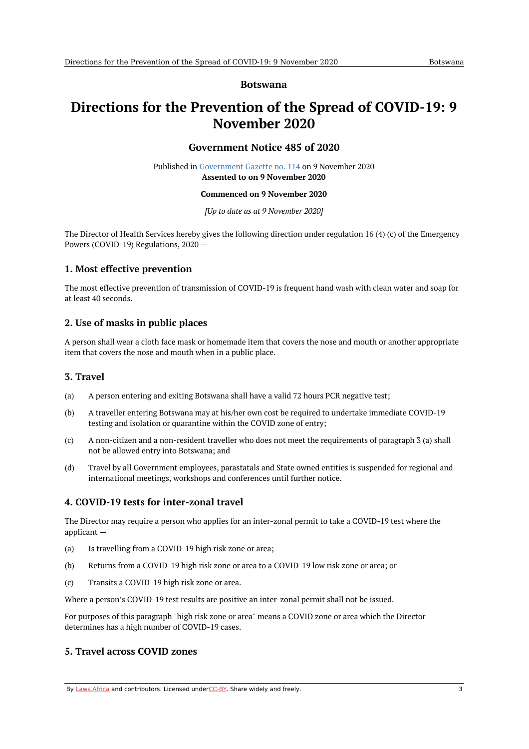**Botswana**

# Directions for the Prevention of the Spread of COVID-19: 9 November 2020

## Government Notice 485 of 2020

Published in Government Gazette no. 114 on 9 November 2020
**Assented to on 9 November 2020**

**Commenced on 9 November 2020**

*[Up to date as at 9 November 2020]*

The Director of Health Services hereby gives the following direction under regulation 16 (4) (c) of the Emergency Powers (COVID-19) Regulations, 2020 —

### 1. Most effective prevention

The most effective prevention of transmission of COVID-19 is frequent hand wash with clean water and soap for at least 40 seconds.

### 2. Use of masks in public places

A person shall wear a cloth face mask or homemade item that covers the nose and mouth or another appropriate item that covers the nose and mouth when in a public place.

### 3. Travel

(a) A person entering and exiting Botswana shall have a valid 72 hours PCR negative test;

(b) A traveller entering Botswana may at his/her own cost be required to undertake immediate COVID-19 testing and isolation or quarantine within the COVID zone of entry;

(c) A non-citizen and a non-resident traveller who does not meet the requirements of paragraph 3 (a) shall not be allowed entry into Botswana; and

(d) Travel by all Government employees, parastatals and State owned entities is suspended for regional and international meetings, workshops and conferences until further notice.

### 4. COVID-19 tests for inter-zonal travel

The Director may require a person who applies for an inter-zonal permit to take a COVID-19 test where the applicant —

(a) Is travelling from a COVID-19 high risk zone or area;

(b) Returns from a COVID-19 high risk zone or area to a COVID-19 low risk zone or area; or

(c) Transits a COVID-19 high risk zone or area.

Where a person's COVID-19 test results are positive an inter-zonal permit shall not be issued.

For purposes of this paragraph "high risk zone or area" means a COVID zone or area which the Director determines has a high number of COVID-19 cases.

### 5. Travel across COVID zones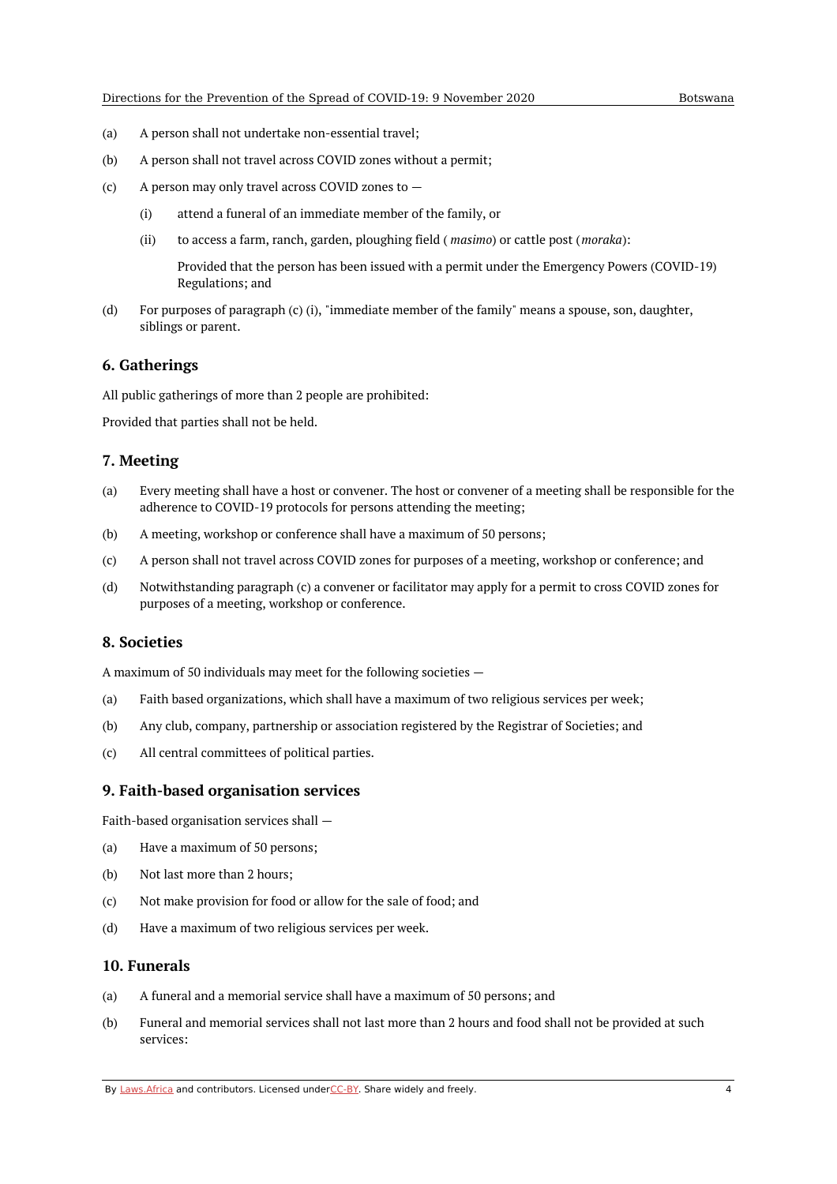(a) A person shall not undertake non-essential travel;

(b) A person shall not travel across COVID zones without a permit;

(c) A person may only travel across COVID zones to —

  (i) attend a funeral of an immediate member of the family, or

  (ii) to access a farm, ranch, garden, ploughing field ( *masimo*) or cattle post (*moraka*):

  Provided that the person has been issued with a permit under the Emergency Powers (COVID-19) Regulations; and

(d) For purposes of paragraph (c) (i), "immediate member of the family" means a spouse, son, daughter, siblings or parent.

### 6. Gatherings

All public gatherings of more than 2 people are prohibited:

Provided that parties shall not be held.

### 7. Meeting

(a) Every meeting shall have a host or convener. The host or convener of a meeting shall be responsible for the adherence to COVID-19 protocols for persons attending the meeting;

(b) A meeting, workshop or conference shall have a maximum of 50 persons;

(c) A person shall not travel across COVID zones for purposes of a meeting, workshop or conference; and

(d) Notwithstanding paragraph (c) a convener or facilitator may apply for a permit to cross COVID zones for purposes of a meeting, workshop or conference.

### 8. Societies

A maximum of 50 individuals may meet for the following societies —

(a) Faith based organizations, which shall have a maximum of two religious services per week;

(b) Any club, company, partnership or association registered by the Registrar of Societies; and

(c) All central committees of political parties.

### 9. Faith-based organisation services

Faith-based organisation services shall —

(a) Have a maximum of 50 persons;

(b) Not last more than 2 hours;

(c) Not make provision for food or allow for the sale of food; and

(d) Have a maximum of two religious services per week.

### 10. Funerals

(a) A funeral and a memorial service shall have a maximum of 50 persons; and

(b) Funeral and memorial services shall not last more than 2 hours and food shall not be provided at such services: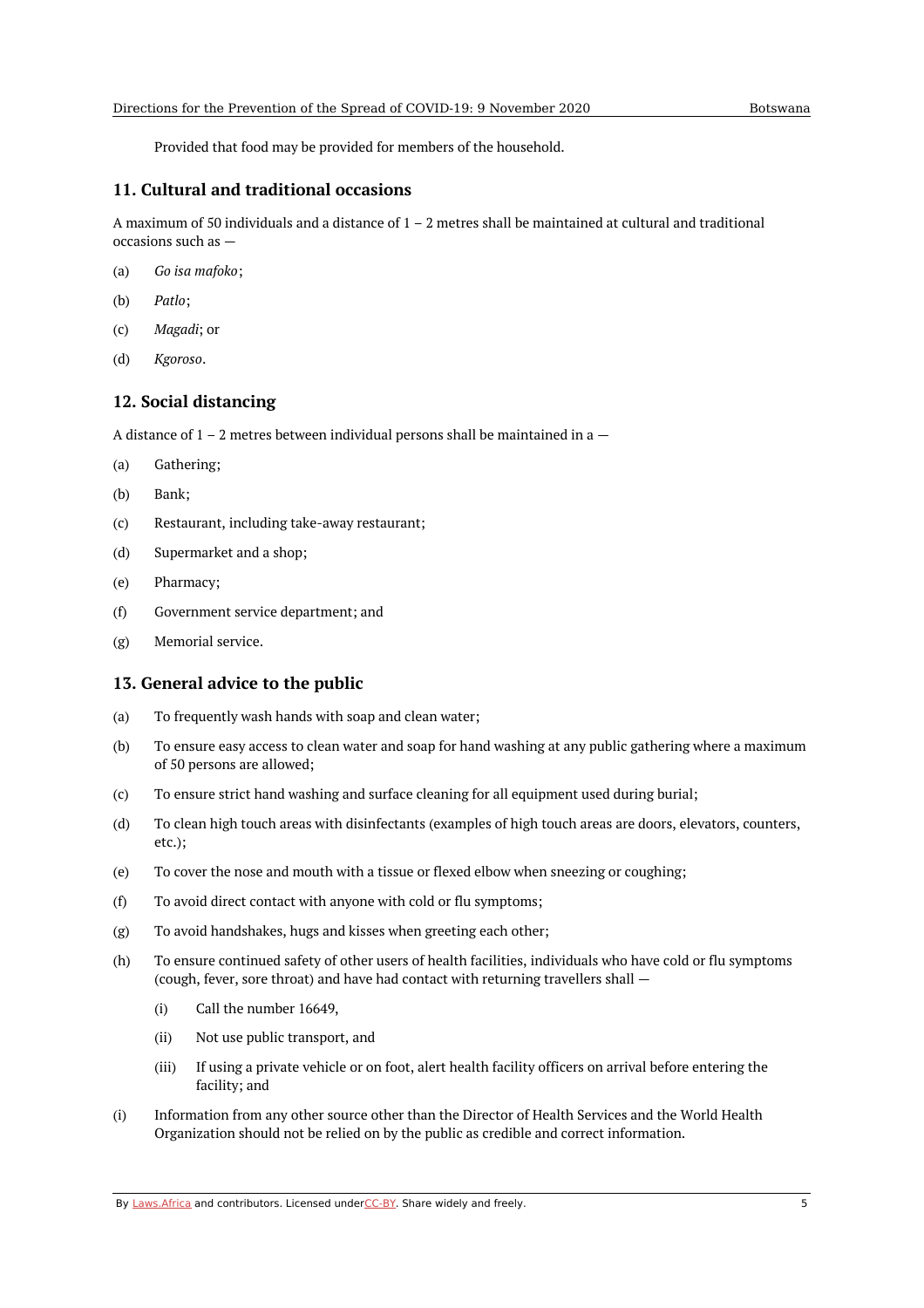Provided that food may be provided for members of the household.

## 11. Cultural and traditional occasions

A maximum of 50 individuals and a distance of 1 – 2 metres shall be maintained at cultural and traditional occasions such as —

(a) *Go isa mafoko*;

(b) *Patlo*;

(c) *Magadi*; or

(d) *Kgoroso*.

## 12. Social distancing

A distance of 1 – 2 metres between individual persons shall be maintained in a —

(a) Gathering;

(b) Bank;

(c) Restaurant, including take-away restaurant;

(d) Supermarket and a shop;

(e) Pharmacy;

(f) Government service department; and

(g) Memorial service.

## 13. General advice to the public

(a) To frequently wash hands with soap and clean water;

(b) To ensure easy access to clean water and soap for hand washing at any public gathering where a maximum of 50 persons are allowed;

(c) To ensure strict hand washing and surface cleaning for all equipment used during burial;

(d) To clean high touch areas with disinfectants (examples of high touch areas are doors, elevators, counters, etc.);

(e) To cover the nose and mouth with a tissue or flexed elbow when sneezing or coughing;

(f) To avoid direct contact with anyone with cold or flu symptoms;

(g) To avoid handshakes, hugs and kisses when greeting each other;

(h) To ensure continued safety of other users of health facilities, individuals who have cold or flu symptoms (cough, fever, sore throat) and have had contact with returning travellers shall —

  (i) Call the number 16649,

  (ii) Not use public transport, and

  (iii) If using a private vehicle or on foot, alert health facility officers on arrival before entering the facility; and

(i) Information from any other source other than the Director of Health Services and the World Health Organization should not be relied on by the public as credible and correct information.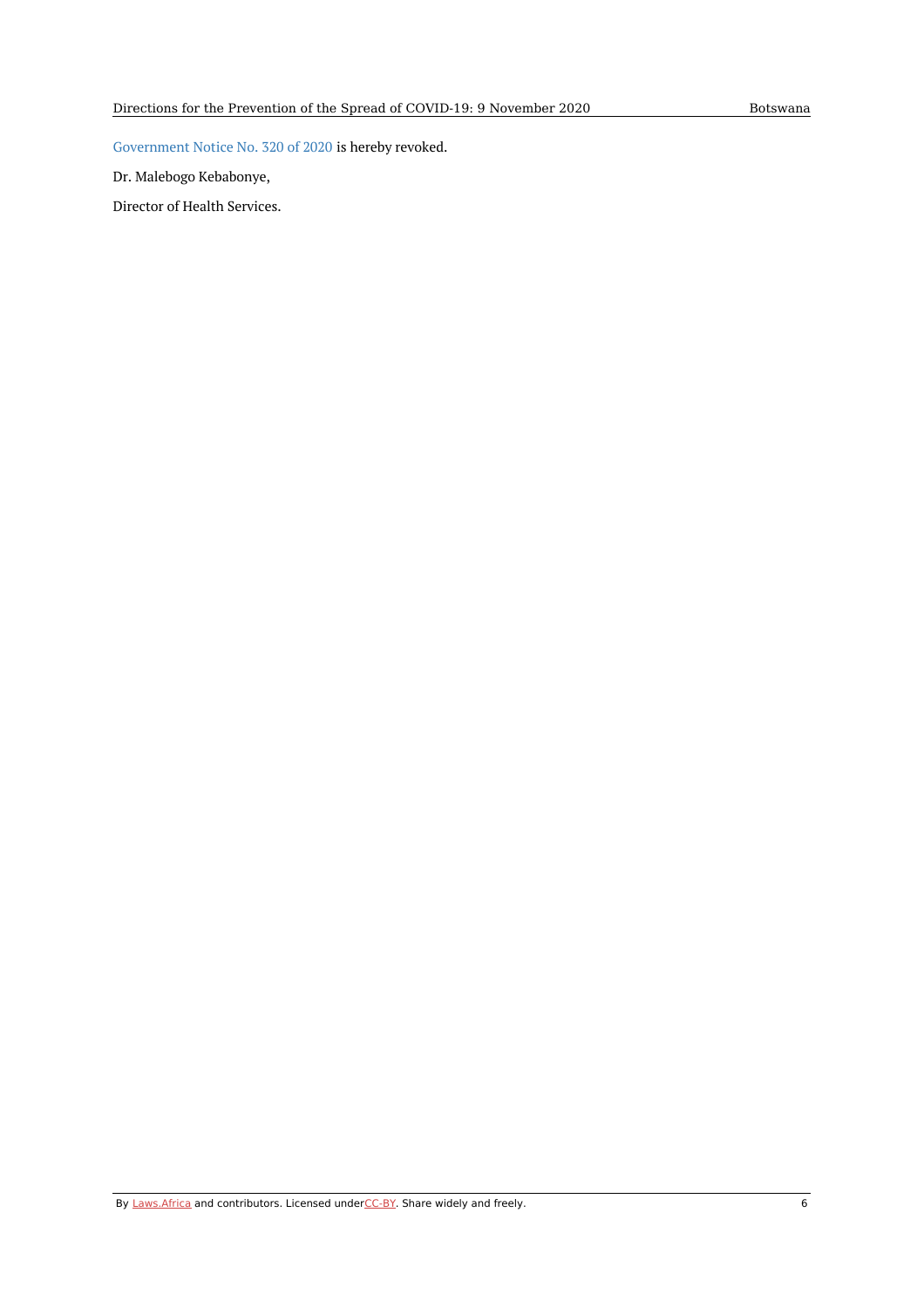Government Notice No. 320 of 2020 is hereby revoked.

Dr. Malebogo Kebabonye,

Director of Health Services.